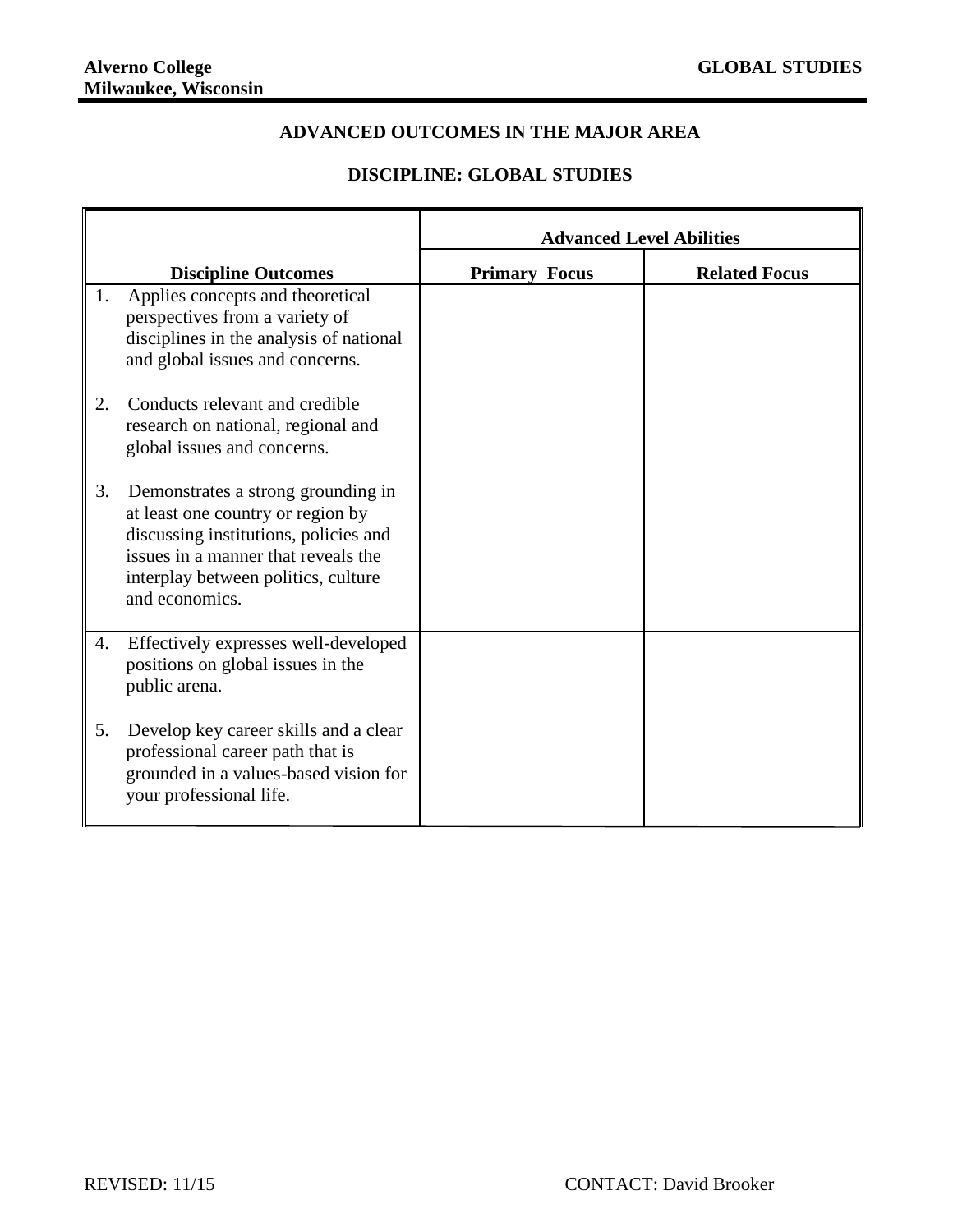**Alverno College**
**Milwaukee, Wisconsin**

**GLOBAL STUDIES**

## ADVANCED OUTCOMES IN THE MAJOR AREA

## DISCIPLINE: GLOBAL STUDIES

| | Advanced Level Abilities | |
|---|---|---|
| **Discipline Outcomes** | **Primary Focus** | **Related Focus** |
| 1. Applies concepts and theoretical perspectives from a variety of disciplines in the analysis of national and global issues and concerns. | | |
| 2. Conducts relevant and credible research on national, regional and global issues and concerns. | | |
| 3. Demonstrates a strong grounding in at least one country or region by discussing institutions, policies and issues in a manner that reveals the interplay between politics, culture and economics. | | |
| 4. Effectively expresses well-developed positions on global issues in the public arena. | | |
| 5. Develop key career skills and a clear professional career path that is grounded in a values-based vision for your professional life. | | |

REVISED: 11/15

CONTACT: David Brooker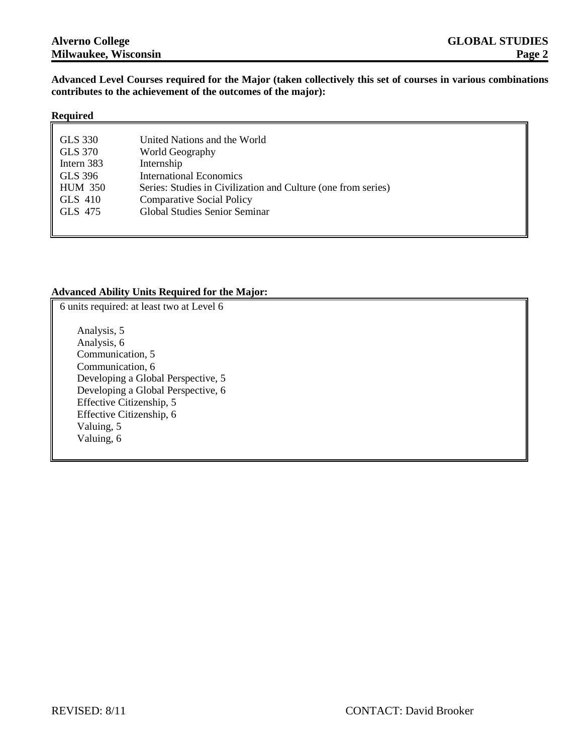**Advanced Level Courses required for the Major (taken collectively this set of courses in various combinations contributes to the achievement of the outcomes of the major):**

**Required**

| | |
|---|---|
| GLS 330 | United Nations and the World |
| GLS 370 | World Geography |
| Intern 383 | Internship |
| GLS 396 | International Economics |
| HUM 350 | Series: Studies in Civilization and Culture (one from series) |
| GLS 410 | Comparative Social Policy |
| GLS 475 | Global Studies Senior Seminar |

**Advanced Ability Units Required for the Major:**

6 units required: at least two at Level 6

- Analysis, 5
- Analysis, 6
- Communication, 5
- Communication, 6
- Developing a Global Perspective, 5
- Developing a Global Perspective, 6
- Effective Citizenship, 5
- Effective Citizenship, 6
- Valuing, 5
- Valuing, 6

REVISED: 8/11

CONTACT: David Brooker